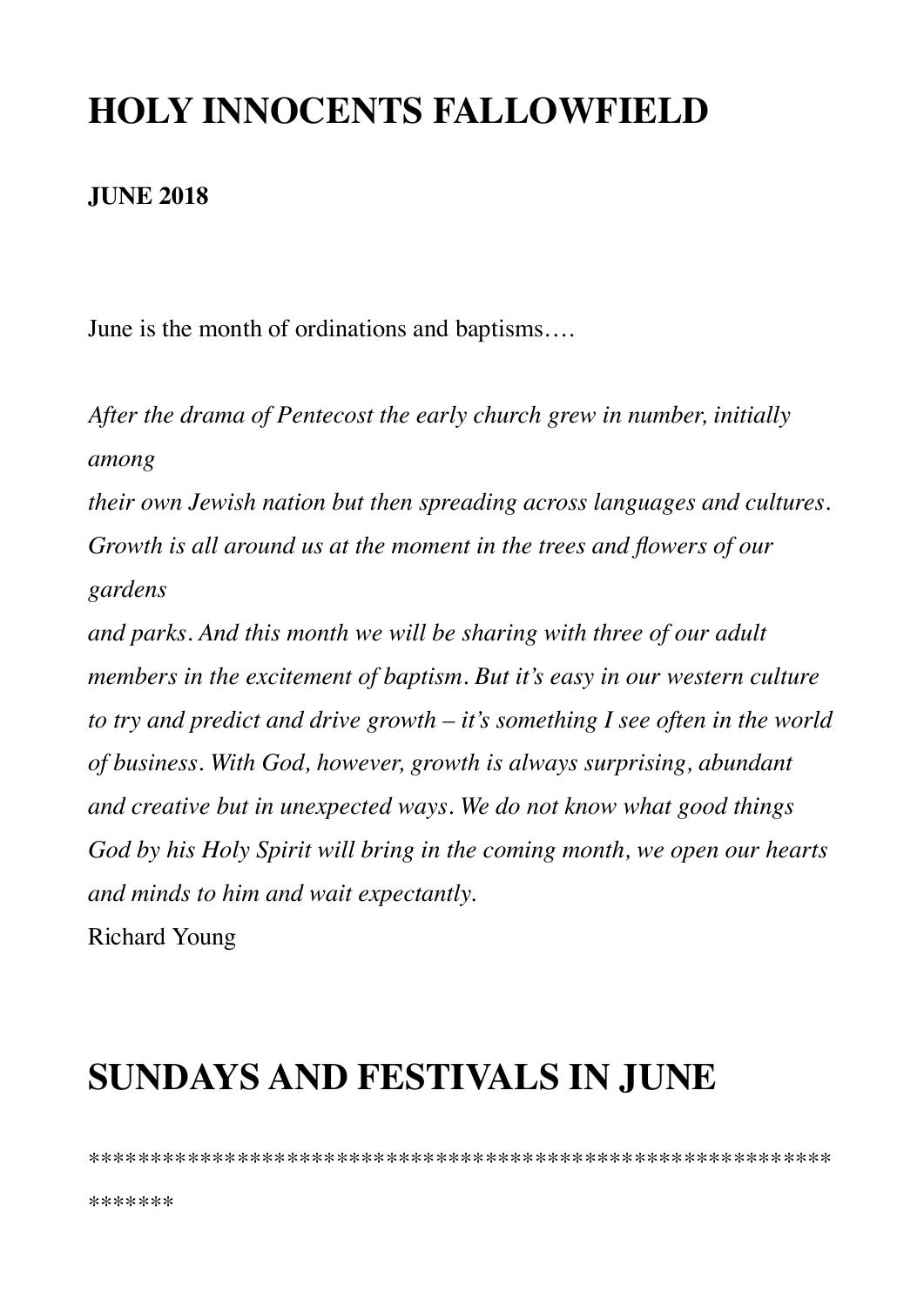# HOLY INNOCENTS FALLOWFIELD

**JUNE 2018**

June is the month of ordinations and baptisms….

*After the drama of Pentecost the early church grew in number, initially among their own Jewish nation but then spreading across languages and cultures. Growth is all around us at the moment in the trees and flowers of our gardens and parks. And this month we will be sharing with three of our adult members in the excitement of baptism. But it's easy in our western culture to try and predict and drive growth – it's something I see often in the world of business. With God, however, growth is always surprising, abundant and creative but in unexpected ways. We do not know what good things God by his Holy Spirit will bring in the coming month, we open our hearts and minds to him and wait expectantly.*

Richard Young

# SUNDAYS AND FESTIVALS IN JUNE

****************************************************************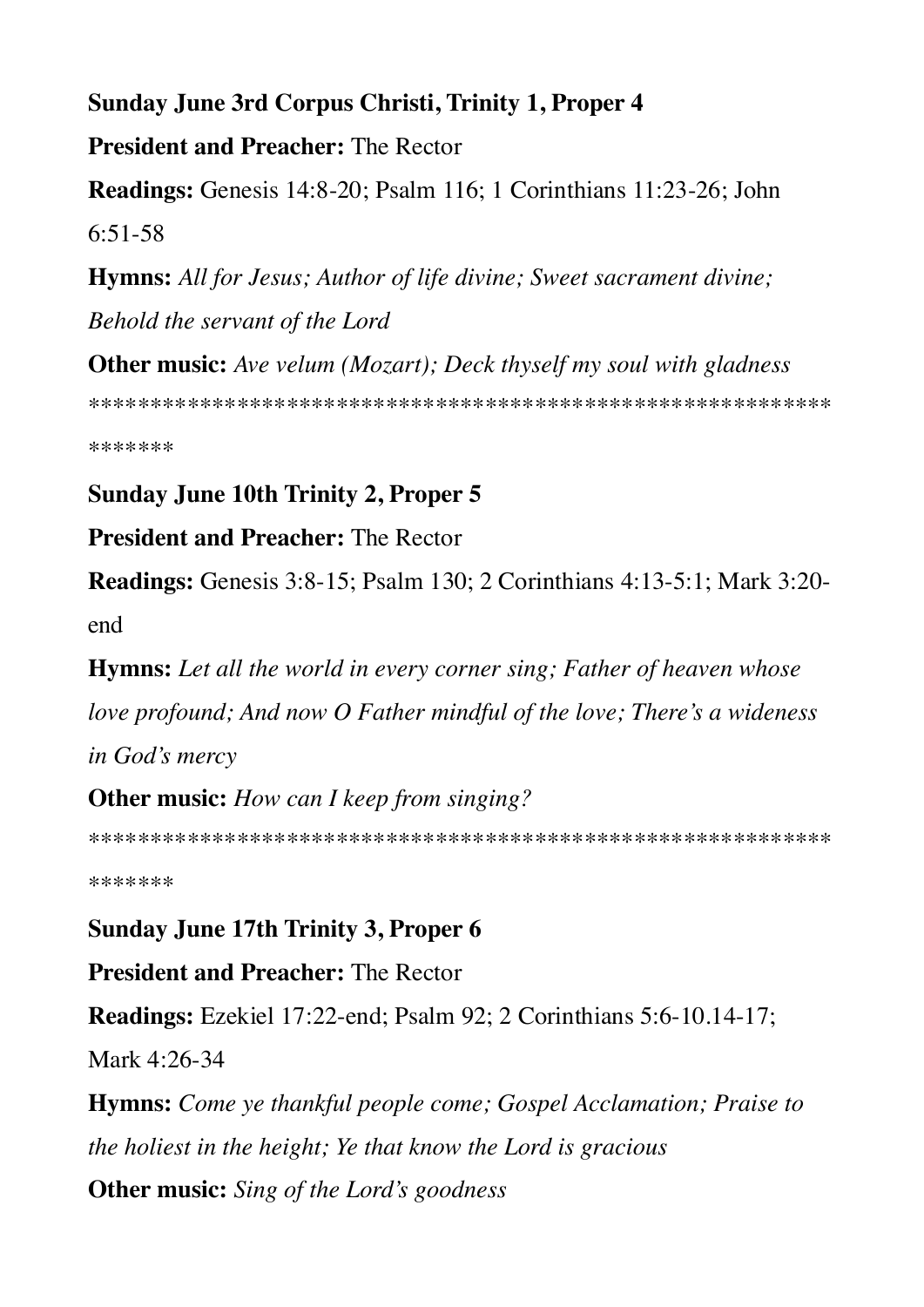**Sunday June 3rd Corpus Christi, Trinity 1, Proper 4**

**President and Preacher:** The Rector

**Readings:** Genesis 14:8-20; Psalm 116; 1 Corinthians 11:23-26; John 6:51-58

**Hymns:** *All for Jesus; Author of life divine; Sweet sacrament divine; Behold the servant of the Lord*

**Other music:** *Ave velum (Mozart); Deck thyself my soul with gladness*

*****************************************************************

**Sunday June 10th Trinity 2, Proper 5**

**President and Preacher:** The Rector

**Readings:** Genesis 3:8-15; Psalm 130; 2 Corinthians 4:13-5:1; Mark 3:20-end

**Hymns:** *Let all the world in every corner sing; Father of heaven whose love profound; And now O Father mindful of the love; There's a wideness in God's mercy*

**Other music:** *How can I keep from singing?*

*****************************************************************

**Sunday June 17th Trinity 3, Proper 6**

**President and Preacher:** The Rector

**Readings:** Ezekiel 17:22-end; Psalm 92; 2 Corinthians 5:6-10.14-17; Mark 4:26-34

**Hymns:** *Come ye thankful people come; Gospel Acclamation; Praise to the holiest in the height; Ye that know the Lord is gracious*

**Other music:** *Sing of the Lord's goodness*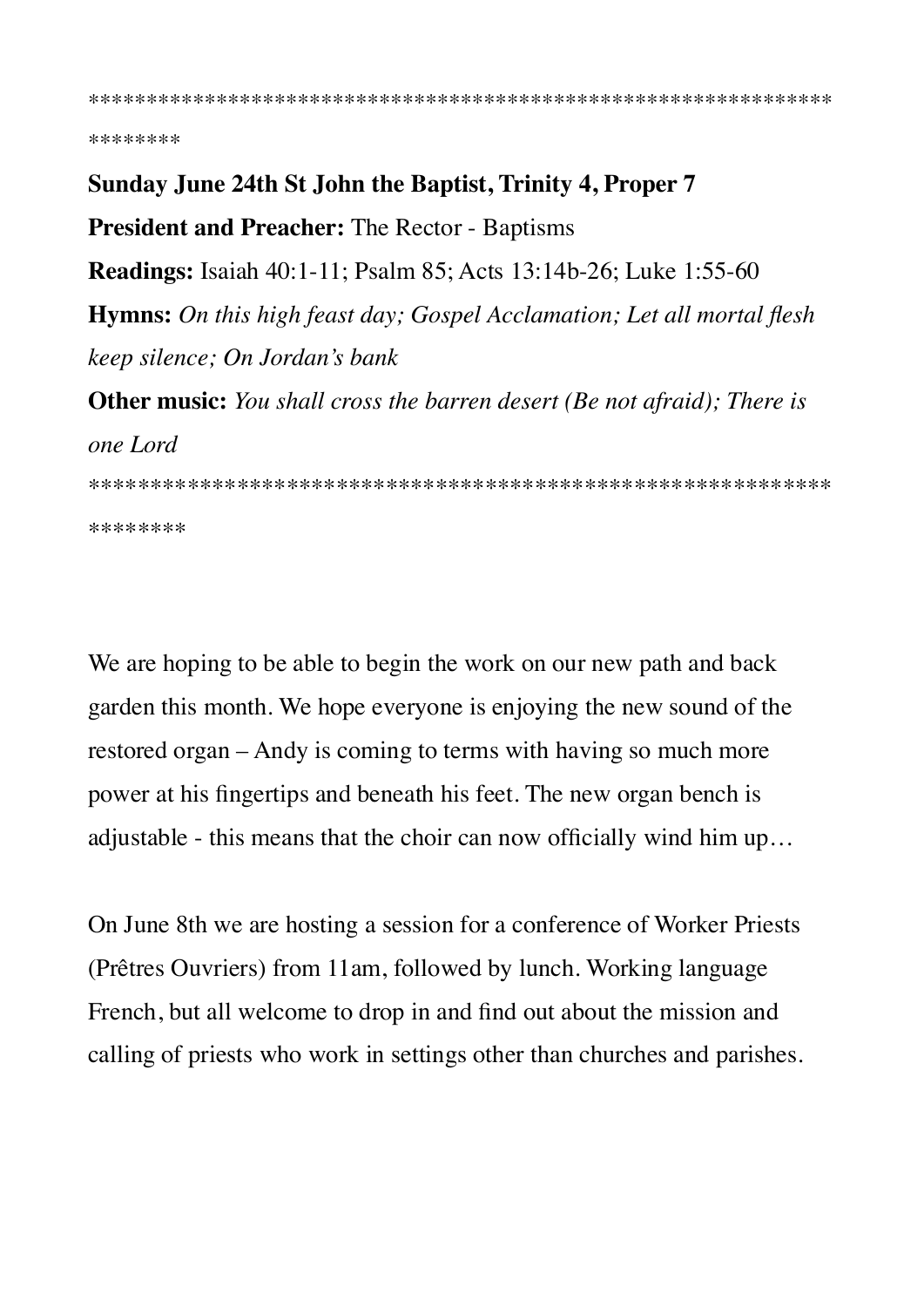************************************************************
********

**Sunday June 24th St John the Baptist, Trinity 4, Proper 7**

**President and Preacher:** The Rector - Baptisms

**Readings:** Isaiah 40:1-11; Psalm 85; Acts 13:14b-26; Luke 1:55-60

**Hymns:** *On this high feast day; Gospel Acclamation; Let all mortal flesh keep silence; On Jordan's bank*

**Other music:** *You shall cross the barren desert (Be not afraid); There is one Lord*

************************************************************
********

We are hoping to be able to begin the work on our new path and back garden this month. We hope everyone is enjoying the new sound of the restored organ – Andy is coming to terms with having so much more power at his fingertips and beneath his feet. The new organ bench is adjustable - this means that the choir can now officially wind him up…

On June 8th we are hosting a session for a conference of Worker Priests (Prêtres Ouvriers) from 11am, followed by lunch. Working language French, but all welcome to drop in and find out about the mission and calling of priests who work in settings other than churches and parishes.